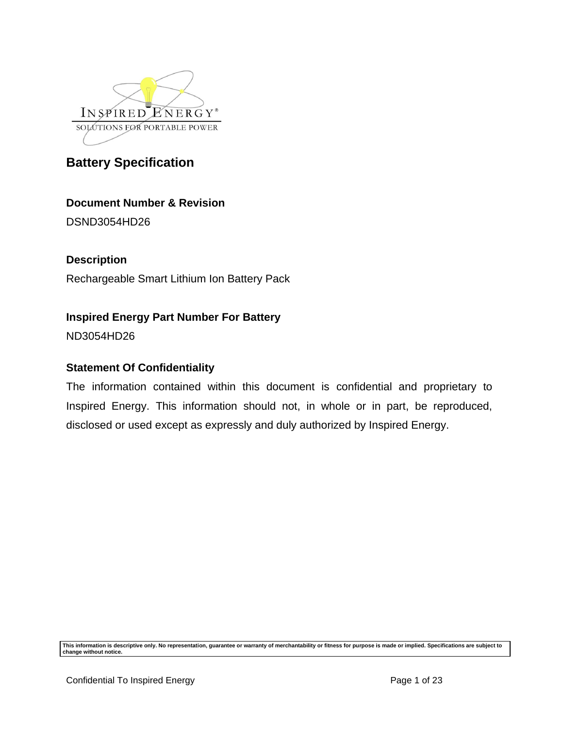# Battery Specification

### Document Number & Revision

DSND3054HD26

### Description

Rechargeable Smart Lithium Ion Battery Pack

### Inspired Energy Part Number For Battery

ND3054HD26

### Statement Of Confidentiality

The information contained within this document is confidential and proprietary to Inspired Energy. This information should not, in whole or in part, be reproduced, disclosed or used except as expressly and duly authorized by Inspired Energy.

**This information is descriptive only. No representation, guarantee or warranty of merchantability or fitness for purpose is made or implied. Specifications are subject to change without notice.**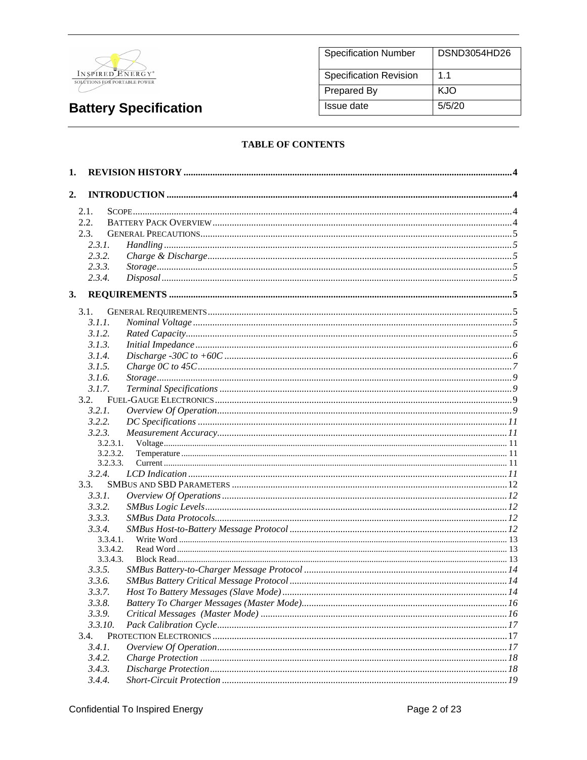| Specification Number | DSND3054HD26 |
|---|---|
| Specification Revision | 1.1 |
| Prepared By | KJO |
| Issue date | 5/5/20 |

# Battery Specification

## TABLE OF CONTENTS

**1. REVISION HISTORY** ..... 4

**2. INTRODUCTION** ..... 4

- 2.1. SCOPE ..... 4
- 2.2. BATTERY PACK OVERVIEW ..... 4
- 2.3. GENERAL PRECAUTIONS ..... 5
  - *2.3.1. Handling* ..... 5
  - *2.3.2. Charge & Discharge* ..... 5
  - *2.3.3. Storage* ..... 5
  - *2.3.4. Disposal* ..... 5

**3. REQUIREMENTS** ..... 5

- 3.1. GENERAL REQUIREMENTS ..... 5
  - *3.1.1. Nominal Voltage* ..... 5
  - *3.1.2. Rated Capacity* ..... 5
  - *3.1.3. Initial Impedance* ..... 6
  - *3.1.4. Discharge -30C to +60C* ..... 6
  - *3.1.5. Charge 0C to 45C* ..... 7
  - *3.1.6. Storage* ..... 9
  - *3.1.7. Terminal Specifications* ..... 9
- 3.2. FUEL-GAUGE ELECTRONICS ..... 9
  - *3.2.1. Overview Of Operation* ..... 9
  - *3.2.2. DC Specifications* ..... 11
  - *3.2.3. Measurement Accuracy* ..... 11
    - 3.2.3.1. Voltage ..... 11
    - 3.2.3.2. Temperature ..... 11
    - 3.2.3.3. Current ..... 11
  - *3.2.4. LCD Indication* ..... 11
- 3.3. SMBUS AND SBD PARAMETERS ..... 12
  - *3.3.1. Overview Of Operations* ..... 12
  - *3.3.2. SMBus Logic Levels* ..... 12
  - *3.3.3. SMBus Data Protocols* ..... 12
  - *3.3.4. SMBus Host-to-Battery Message Protocol* ..... 12
    - 3.3.4.1. Write Word ..... 13
    - 3.3.4.2. Read Word ..... 13
    - 3.3.4.3. Block Read ..... 13
  - *3.3.5. SMBus Battery-to-Charger Message Protocol* ..... 14
  - *3.3.6. SMBus Battery Critical Message Protocol* ..... 14
  - *3.3.7. Host To Battery Messages (Slave Mode)* ..... 14
  - *3.3.8. Battery To Charger Messages (Master Mode)* ..... 16
  - *3.3.9. Critical Messages (Master Mode)* ..... 16
  - *3.3.10. Pack Calibration Cycle* ..... 17
- 3.4. PROTECTION ELECTRONICS ..... 17
  - *3.4.1. Overview Of Operation* ..... 17
  - *3.4.2. Charge Protection* ..... 18
  - *3.4.3. Discharge Protection* ..... 18
  - *3.4.4. Short-Circuit Protection* ..... 19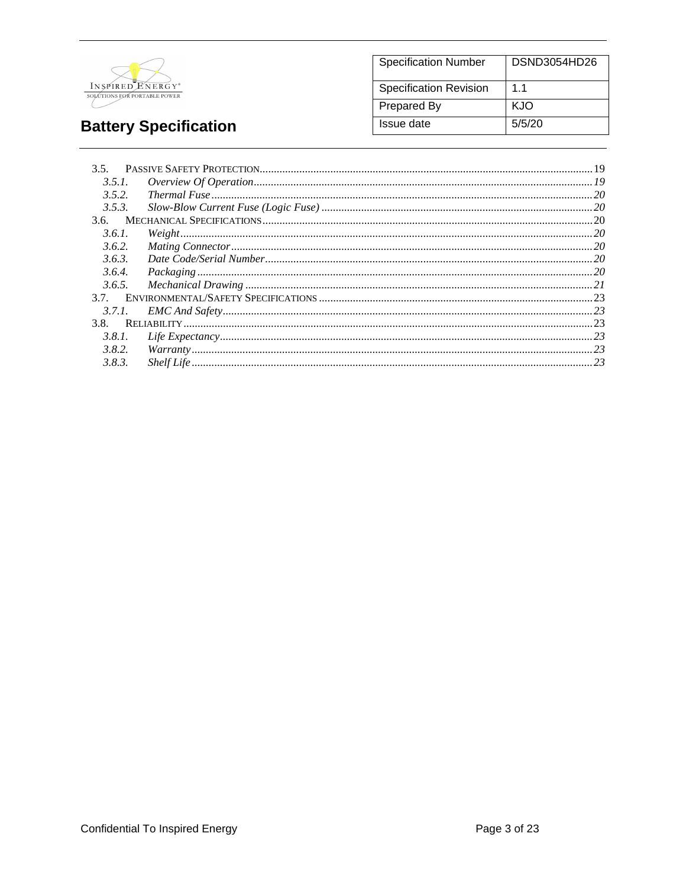| Specification Number | DSND3054HD26 |
| --- | --- |
| Specification Revision | 1.1 |
| Prepared By | KJO |
| Issue date | 5/5/20 |

**Battery Specification**

3.5. PASSIVE SAFETY PROTECTION....19
*3.5.1. Overview Of Operation....19*
*3.5.2. Thermal Fuse....20*
*3.5.3. Slow-Blow Current Fuse (Logic Fuse)....20*
3.6. MECHANICAL SPECIFICATIONS....20
*3.6.1. Weight....20*
*3.6.2. Mating Connector....20*
*3.6.3. Date Code/Serial Number....20*
*3.6.4. Packaging....20*
*3.6.5. Mechanical Drawing....21*
3.7. ENVIRONMENTAL/SAFETY SPECIFICATIONS....23
*3.7.1. EMC And Safety....23*
3.8. RELIABILITY....23
*3.8.1. Life Expectancy....23*
*3.8.2. Warranty....23*
*3.8.3. Shelf Life....23*

Confidential To Inspired Energy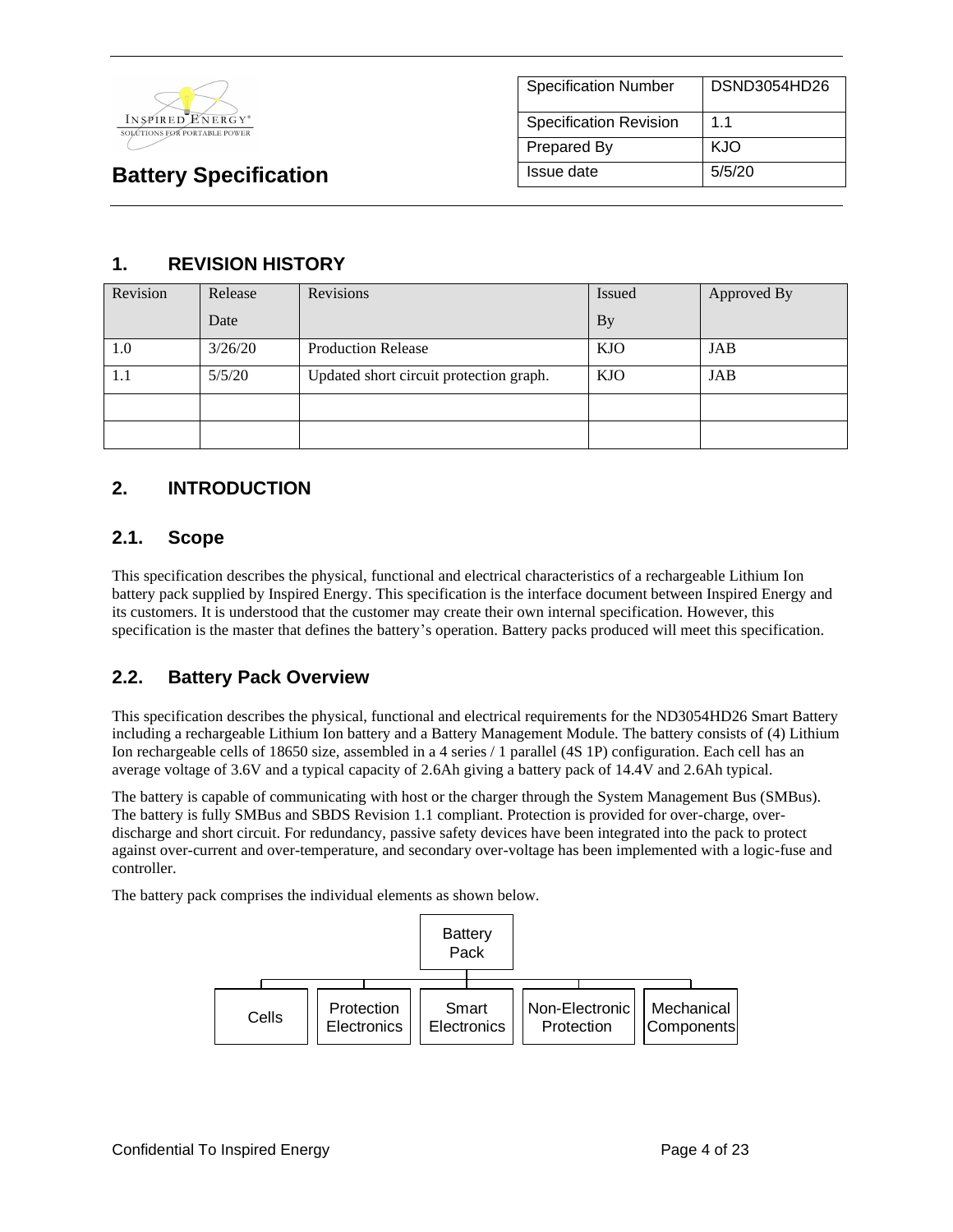**Battery Specification**

| Specification Number | DSND3054HD26 |
|---|---|
| Specification Revision | 1.1 |
| Prepared By | KJO |
| Issue date | 5/5/20 |

# 1. REVISION HISTORY

| Revision | Release Date | Revisions | Issued By | Approved By |
|---|---|---|---|---|
| 1.0 | 3/26/20 | Production Release | KJO | JAB |
| 1.1 | 5/5/20 | Updated short circuit protection graph. | KJO | JAB |
| | | | | |
| | | | | |

# 2. INTRODUCTION

## 2.1. Scope

This specification describes the physical, functional and electrical characteristics of a rechargeable Lithium Ion battery pack supplied by Inspired Energy. This specification is the interface document between Inspired Energy and its customers. It is understood that the customer may create their own internal specification. However, this specification is the master that defines the battery's operation. Battery packs produced will meet this specification.

## 2.2. Battery Pack Overview

This specification describes the physical, functional and electrical requirements for the ND3054HD26 Smart Battery including a rechargeable Lithium Ion battery and a Battery Management Module. The battery consists of (4) Lithium Ion rechargeable cells of 18650 size, assembled in a 4 series / 1 parallel (4S 1P) configuration. Each cell has an average voltage of 3.6V and a typical capacity of 2.6Ah giving a battery pack of 14.4V and 2.6Ah typical.

The battery is capable of communicating with host or the charger through the System Management Bus (SMBus). The battery is fully SMBus and SBDS Revision 1.1 compliant. Protection is provided for over-charge, over-discharge and short circuit. For redundancy, passive safety devices have been integrated into the pack to protect against over-current and over-temperature, and secondary over-voltage has been implemented with a logic-fuse and controller.

The battery pack comprises the individual elements as shown below.

- Battery Pack
  - Cells
  - Protection Electronics
  - Smart Electronics
  - Non-Electronic Protection
  - Mechanical Components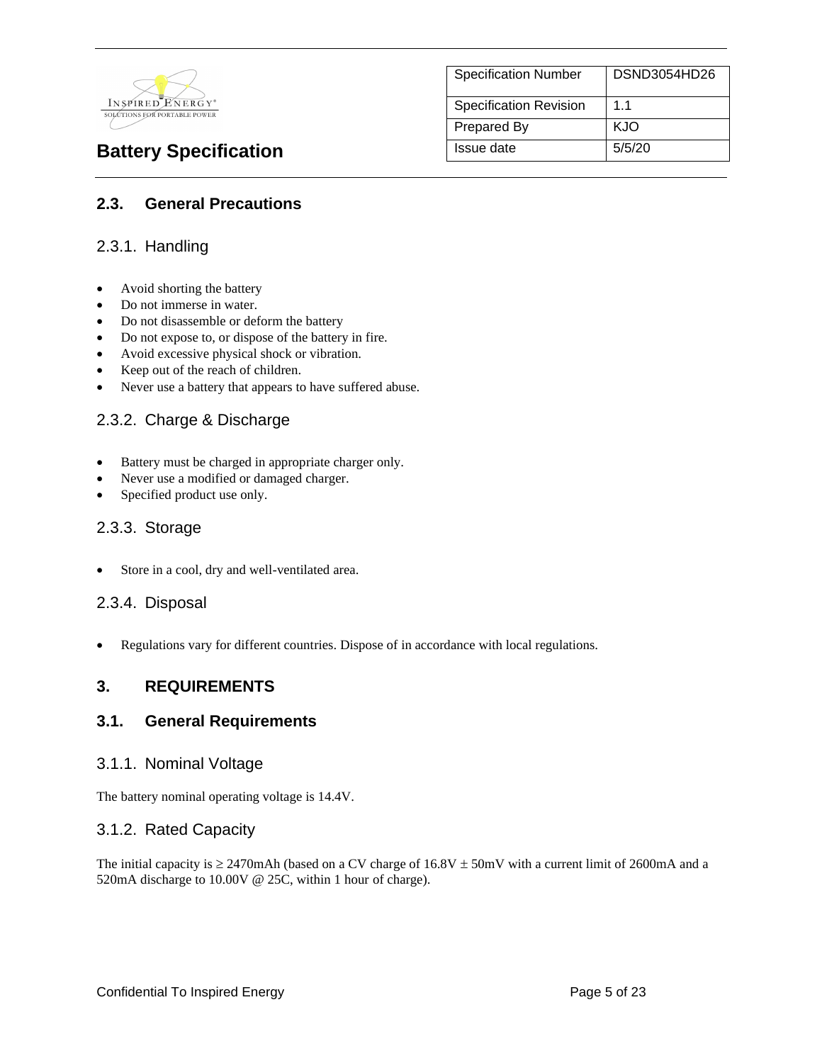## 2.3. General Precautions

### 2.3.1. Handling

- Avoid shorting the battery
- Do not immerse in water.
- Do not disassemble or deform the battery
- Do not expose to, or dispose of the battery in fire.
- Avoid excessive physical shock or vibration.
- Keep out of the reach of children.
- Never use a battery that appears to have suffered abuse.

### 2.3.2. Charge & Discharge

- Battery must be charged in appropriate charger only.
- Never use a modified or damaged charger.
- Specified product use only.

### 2.3.3. Storage

- Store in a cool, dry and well-ventilated area.

### 2.3.4. Disposal

- Regulations vary for different countries. Dispose of in accordance with local regulations.

## 3. REQUIREMENTS

## 3.1. General Requirements

### 3.1.1. Nominal Voltage

The battery nominal operating voltage is 14.4V.

### 3.1.2. Rated Capacity

The initial capacity is ≥ 2470mAh (based on a CV charge of 16.8V ± 50mV with a current limit of 2600mA and a 520mA discharge to 10.00V @ 25C, within 1 hour of charge).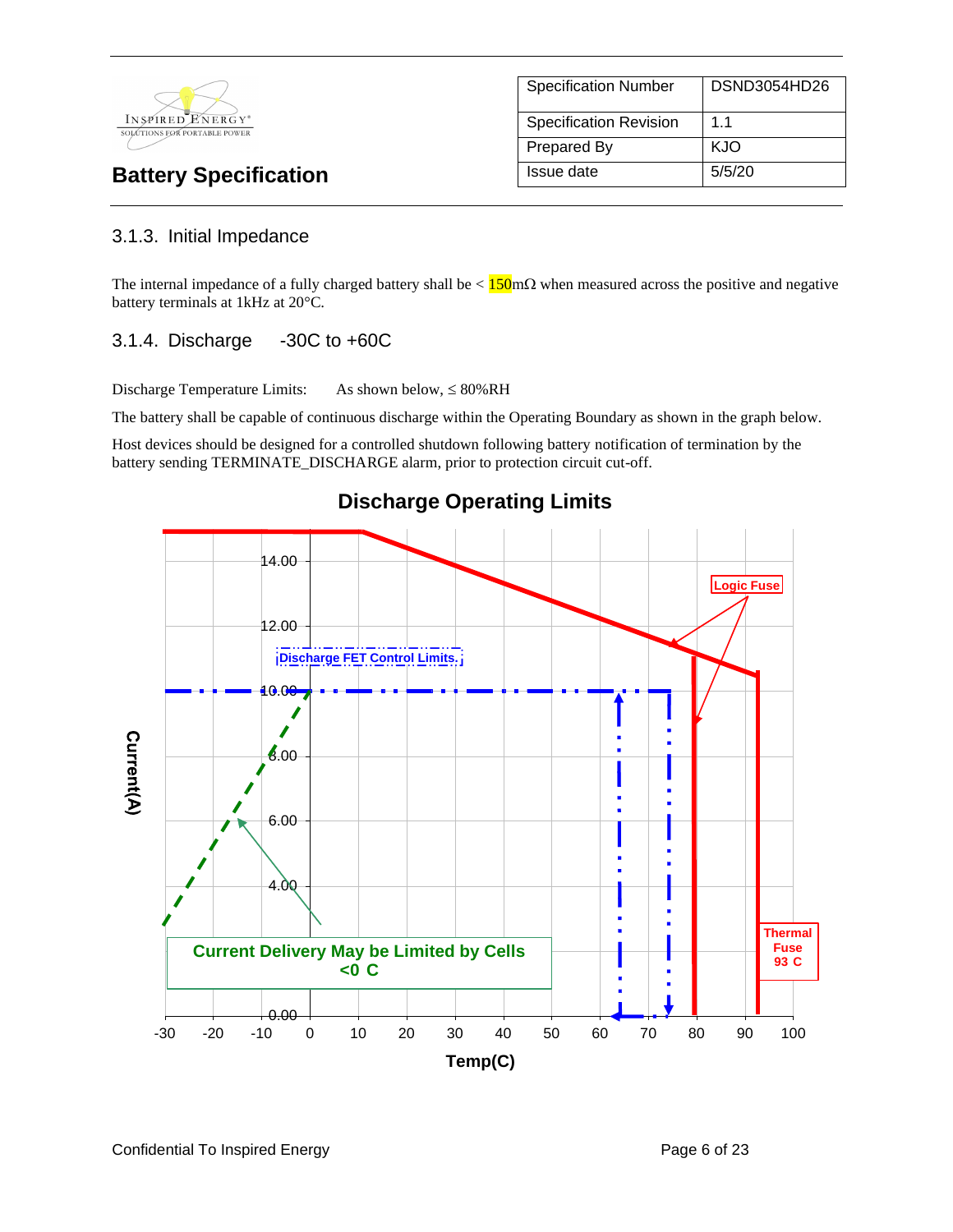### 3.1.3. Initial Impedance

The internal impedance of a fully charged battery shall be < 150mΩ when measured across the positive and negative battery terminals at 1kHz at 20°C.

### 3.1.4. Discharge -30C to +60C

Discharge Temperature Limits: As shown below, ≤ 80%RH

The battery shall be capable of continuous discharge within the Operating Boundary as shown in the graph below.

Host devices should be designed for a controlled shutdown following battery notification of termination by the battery sending TERMINATE_DISCHARGE alarm, prior to protection circuit cut-off.

**Discharge Operating Limits**

Current(A)

14.00
12.00
10.00
8.00
6.00
4.00
0.00

Temp(C)

-30 -20 -10 0 10 20 30 40 50 60 70 80 90 100

Logic Fuse

Discharge FET Control Limits.

Current Delivery May be Limited by Cells <0 C

Thermal Fuse 93 C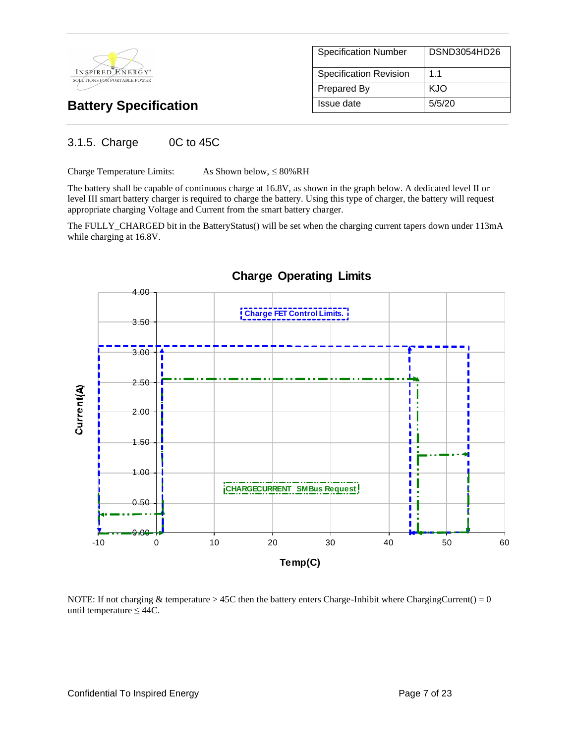| Specification Number | DSND3054HD26 |
|---|---|
| Specification Revision | 1.1 |
| Prepared By | KJO |
| Issue date | 5/5/20 |

# Battery Specification

### 3.1.5. Charge 0C to 45C

Charge Temperature Limits: As Shown below, ≤ 80%RH

The battery shall be capable of continuous charge at 16.8V, as shown in the graph below. A dedicated level II or level III smart battery charger is required to charge the battery. Using this type of charger, the battery will request appropriate charging Voltage and Current from the smart battery charger.

The FULLY_CHARGED bit in the BatteryStatus() will be set when the charging current tapers down under 113mA while charging at 16.8V.

**Charge Operating Limits**

NOTE: If not charging & temperature > 45C then the battery enters Charge-Inhibit where ChargingCurrent() = 0 until temperature ≤ 44C.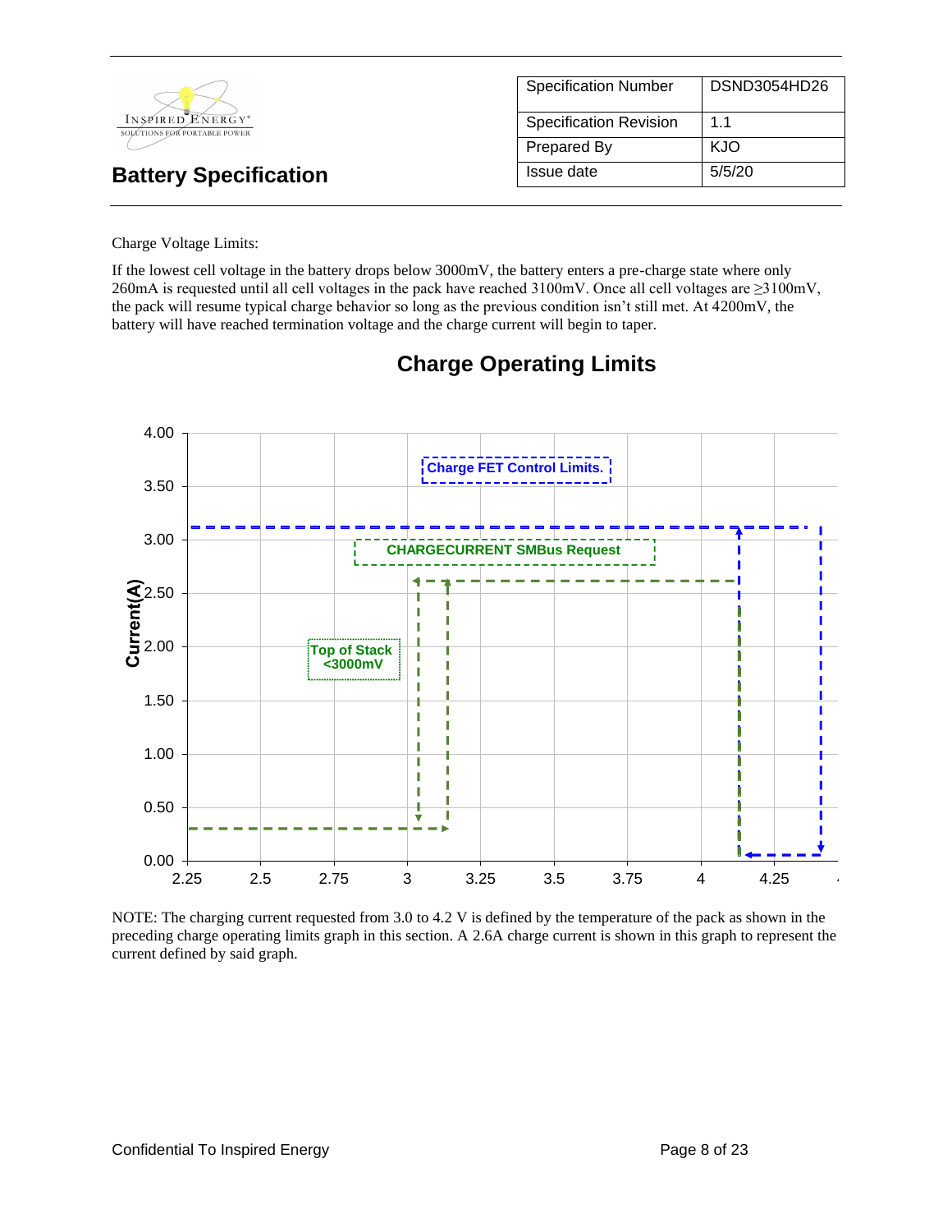Charge Voltage Limits:

If the lowest cell voltage in the battery drops below 3000mV, the battery enters a pre-charge state where only 260mA is requested until all cell voltages in the pack have reached 3100mV. Once all cell voltages are ≥3100mV, the pack will resume typical charge behavior so long as the previous condition isn't still met. At 4200mV, the battery will have reached termination voltage and the charge current will begin to taper.

## Charge Operating Limits

Charge FET Control Limits.

CHARGECURRENT SMBus Request

Top of Stack <3000mV

Current(A)

NOTE: The charging current requested from 3.0 to 4.2 V is defined by the temperature of the pack as shown in the preceding charge operating limits graph in this section. A 2.6A charge current is shown in this graph to represent the current defined by said graph.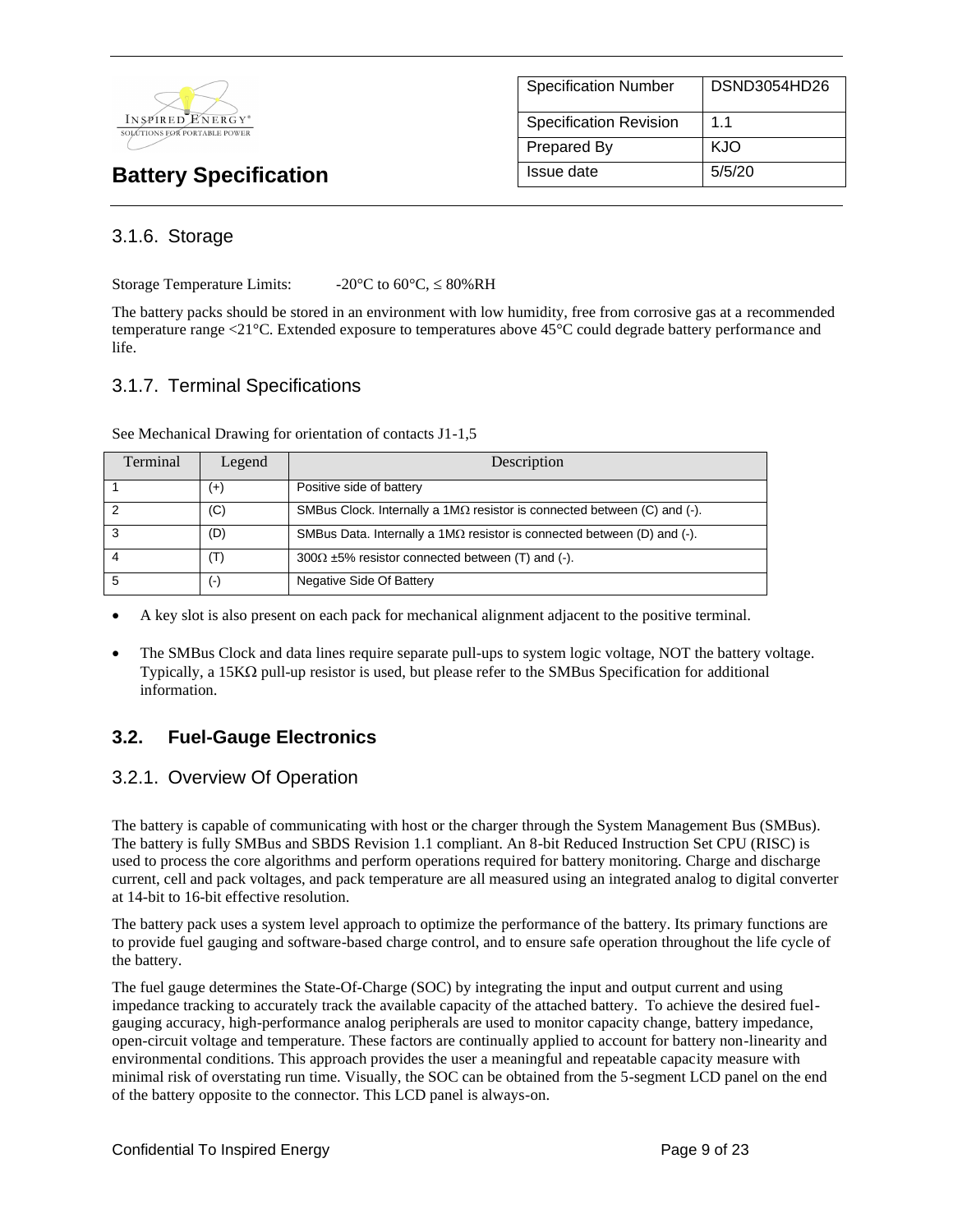### 3.1.6. Storage

Storage Temperature Limits: -20°C to 60°C, ≤ 80%RH

The battery packs should be stored in an environment with low humidity, free from corrosive gas at a recommended temperature range <21°C. Extended exposure to temperatures above 45°C could degrade battery performance and life.

### 3.1.7. Terminal Specifications

See Mechanical Drawing for orientation of contacts J1-1,5

| Terminal | Legend | Description |
|---|---|---|
| 1 | (+) | Positive side of battery |
| 2 | (C) | SMBus Clock. Internally a 1MΩ resistor is connected between (C) and (-). |
| 3 | (D) | SMBus Data. Internally a 1MΩ resistor is connected between (D) and (-). |
| 4 | (T) | 300Ω ±5% resistor connected between (T) and (-). |
| 5 | (-) | Negative Side Of Battery |

- A key slot is also present on each pack for mechanical alignment adjacent to the positive terminal.
- The SMBus Clock and data lines require separate pull-ups to system logic voltage, NOT the battery voltage. Typically, a 15KΩ pull-up resistor is used, but please refer to the SMBus Specification for additional information.

## 3.2. Fuel-Gauge Electronics

### 3.2.1. Overview Of Operation

The battery is capable of communicating with host or the charger through the System Management Bus (SMBus). The battery is fully SMBus and SBDS Revision 1.1 compliant. An 8-bit Reduced Instruction Set CPU (RISC) is used to process the core algorithms and perform operations required for battery monitoring. Charge and discharge current, cell and pack voltages, and pack temperature are all measured using an integrated analog to digital converter at 14-bit to 16-bit effective resolution.

The battery pack uses a system level approach to optimize the performance of the battery. Its primary functions are to provide fuel gauging and software-based charge control, and to ensure safe operation throughout the life cycle of the battery.

The fuel gauge determines the State-Of-Charge (SOC) by integrating the input and output current and using impedance tracking to accurately track the available capacity of the attached battery. To achieve the desired fuel-gauging accuracy, high-performance analog peripherals are used to monitor capacity change, battery impedance, open-circuit voltage and temperature. These factors are continually applied to account for battery non-linearity and environmental conditions. This approach provides the user a meaningful and repeatable capacity measure with minimal risk of overstating run time. Visually, the SOC can be obtained from the 5-segment LCD panel on the end of the battery opposite to the connector. This LCD panel is always-on.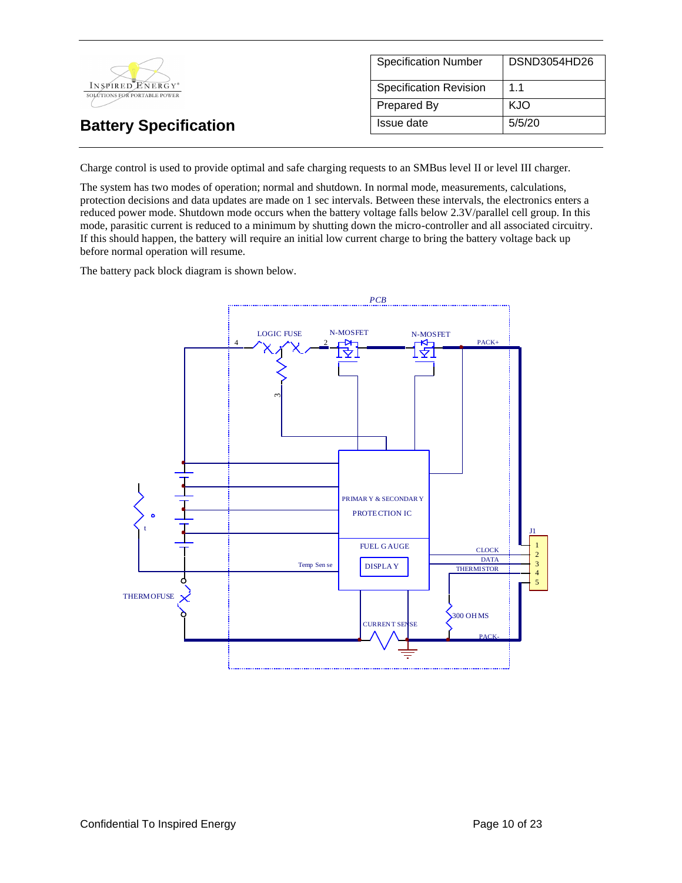Charge control is used to provide optimal and safe charging requests to an SMBus level II or level III charger.

The system has two modes of operation; normal and shutdown. In normal mode, measurements, calculations, protection decisions and data updates are made on 1 sec intervals. Between these intervals, the electronics enters a reduced power mode. Shutdown mode occurs when the battery voltage falls below 2.3V/parallel cell group. In this mode, parasitic current is reduced to a minimum by shutting down the micro-controller and all associated circuitry. If this should happen, the battery will require an initial low current charge to bring the battery voltage back up before normal operation will resume.

The battery pack block diagram is shown below.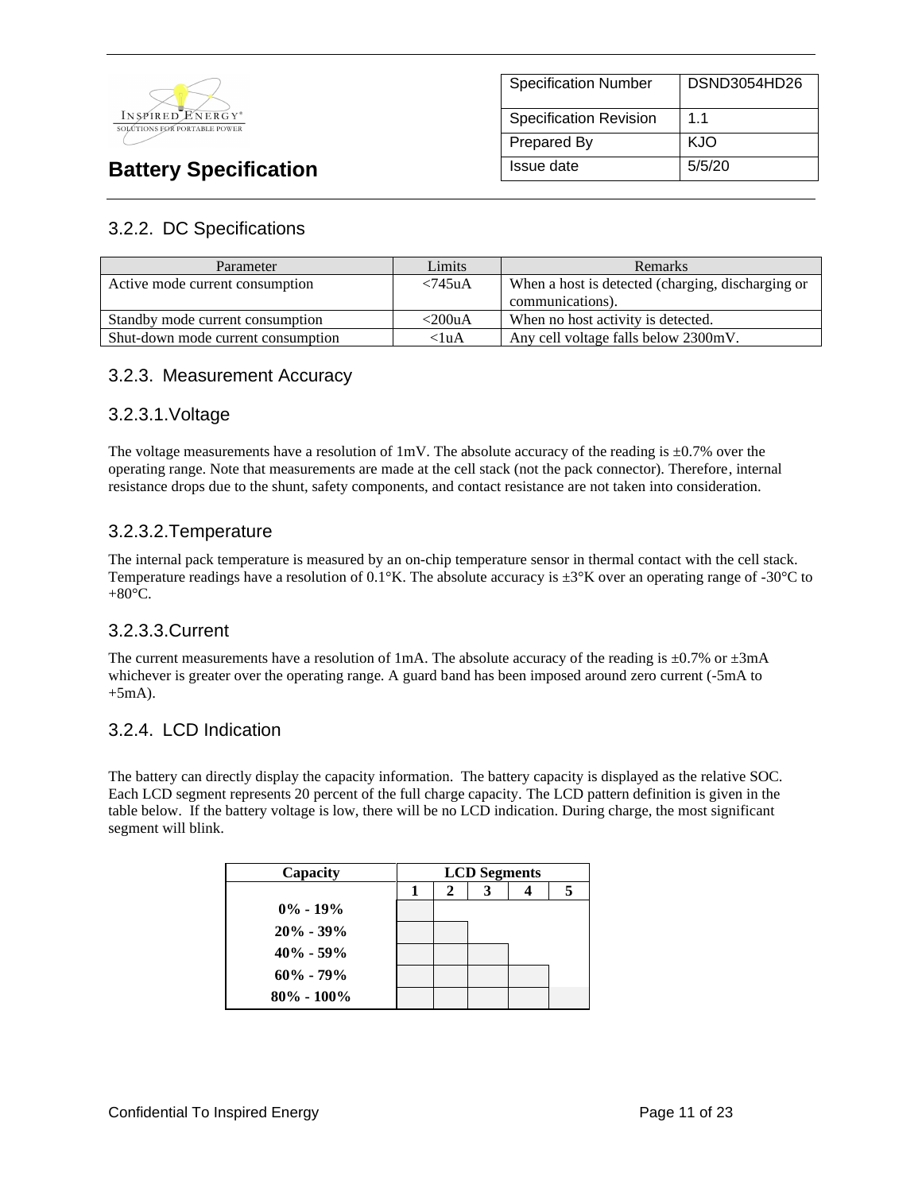| Specification Number | DSND3054HD26 |
|---|---|
| Specification Revision | 1.1 |
| Prepared By | KJO |
| Issue date | 5/5/20 |

# Battery Specification

### 3.2.2. DC Specifications

| Parameter | Limits | Remarks |
|---|---|---|
| Active mode current consumption | <745uA | When a host is detected (charging, discharging or communications). |
| Standby mode current consumption | <200uA | When no host activity is detected. |
| Shut-down mode current consumption | <1uA | Any cell voltage falls below 2300mV. |

### 3.2.3. Measurement Accuracy

#### 3.2.3.1. Voltage

The voltage measurements have a resolution of 1mV. The absolute accuracy of the reading is ±0.7% over the operating range. Note that measurements are made at the cell stack (not the pack connector). Therefore, internal resistance drops due to the shunt, safety components, and contact resistance are not taken into consideration.

#### 3.2.3.2. Temperature

The internal pack temperature is measured by an on-chip temperature sensor in thermal contact with the cell stack. Temperature readings have a resolution of 0.1°K. The absolute accuracy is ±3°K over an operating range of -30°C to +80°C.

#### 3.2.3.3. Current

The current measurements have a resolution of 1mA. The absolute accuracy of the reading is ±0.7% or ±3mA whichever is greater over the operating range. A guard band has been imposed around zero current (-5mA to +5mA).

### 3.2.4. LCD Indication

The battery can directly display the capacity information. The battery capacity is displayed as the relative SOC. Each LCD segment represents 20 percent of the full charge capacity. The LCD pattern definition is given in the table below. If the battery voltage is low, there will be no LCD indication. During charge, the most significant segment will blink.

| **Capacity** | **LCD Segments** | | | | |
|---|---|---|---|---|---|
| | **1** | **2** | **3** | **4** | **5** |
| **0% - 19%** | | | | | |
| **20% - 39%** | | | | | |
| **40% - 59%** | | | | | |
| **60% - 79%** | | | | | |
| **80% - 100%** | | | | | |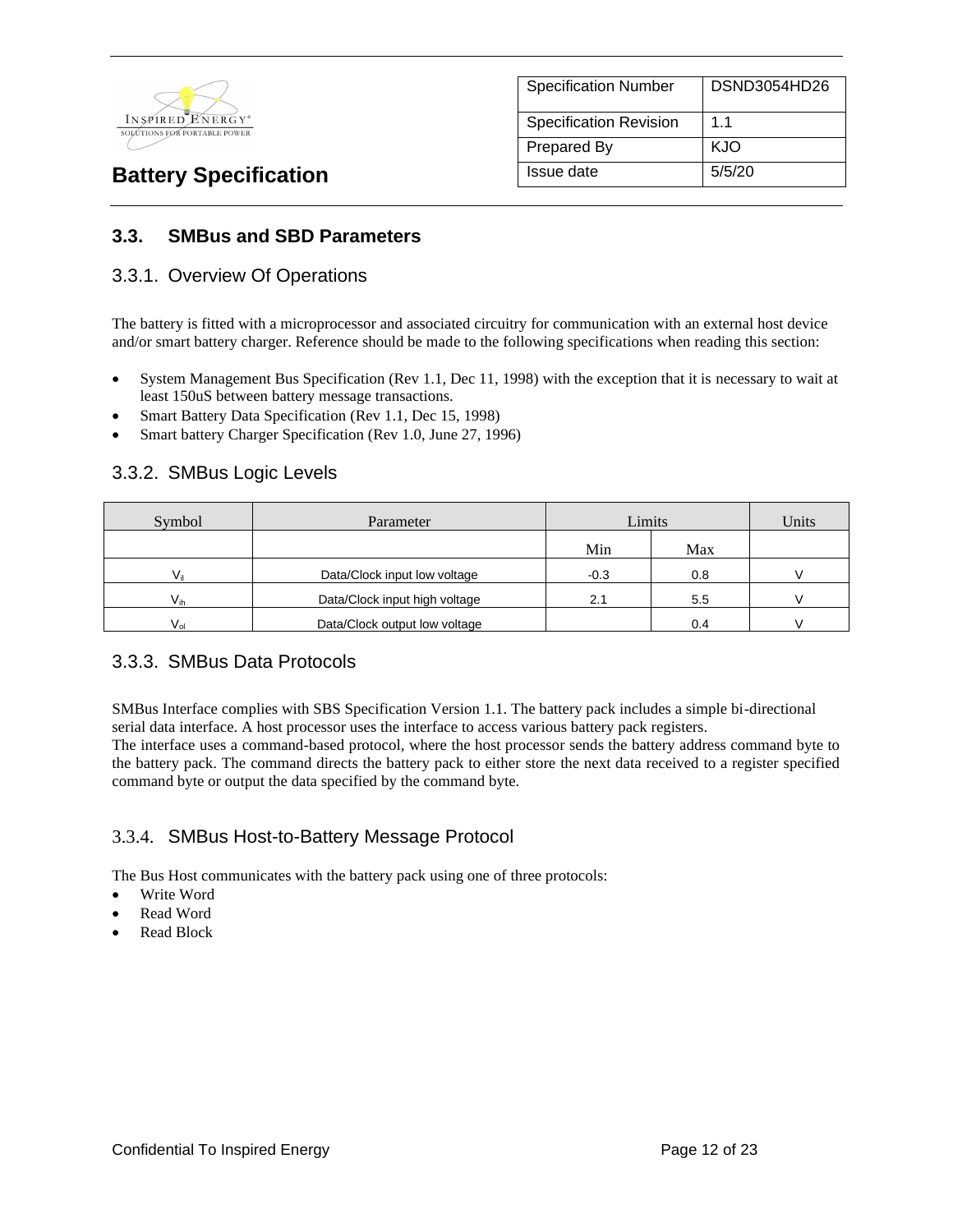## 3.3. SMBus and SBD Parameters

### 3.3.1. Overview Of Operations

The battery is fitted with a microprocessor and associated circuitry for communication with an external host device and/or smart battery charger. Reference should be made to the following specifications when reading this section:

- System Management Bus Specification (Rev 1.1, Dec 11, 1998) with the exception that it is necessary to wait at least 150uS between battery message transactions.
- Smart Battery Data Specification (Rev 1.1, Dec 15, 1998)
- Smart battery Charger Specification (Rev 1.0, June 27, 1996)

### 3.3.2. SMBus Logic Levels

| Symbol | Parameter | Limits | | Units |
|---|---|---|---|---|
| | | Min | Max | |
| $V_{il}$ | Data/Clock input low voltage | -0.3 | 0.8 | V |
| $V_{ih}$ | Data/Clock input high voltage | 2.1 | 5.5 | V |
| $V_{ol}$ | Data/Clock output low voltage | | 0.4 | V |

### 3.3.3. SMBus Data Protocols

SMBus Interface complies with SBS Specification Version 1.1. The battery pack includes a simple bi-directional serial data interface. A host processor uses the interface to access various battery pack registers.
The interface uses a command-based protocol, where the host processor sends the battery address command byte to the battery pack. The command directs the battery pack to either store the next data received to a register specified command byte or output the data specified by the command byte.

### 3.3.4. SMBus Host-to-Battery Message Protocol

The Bus Host communicates with the battery pack using one of three protocols:

- Write Word
- Read Word
- Read Block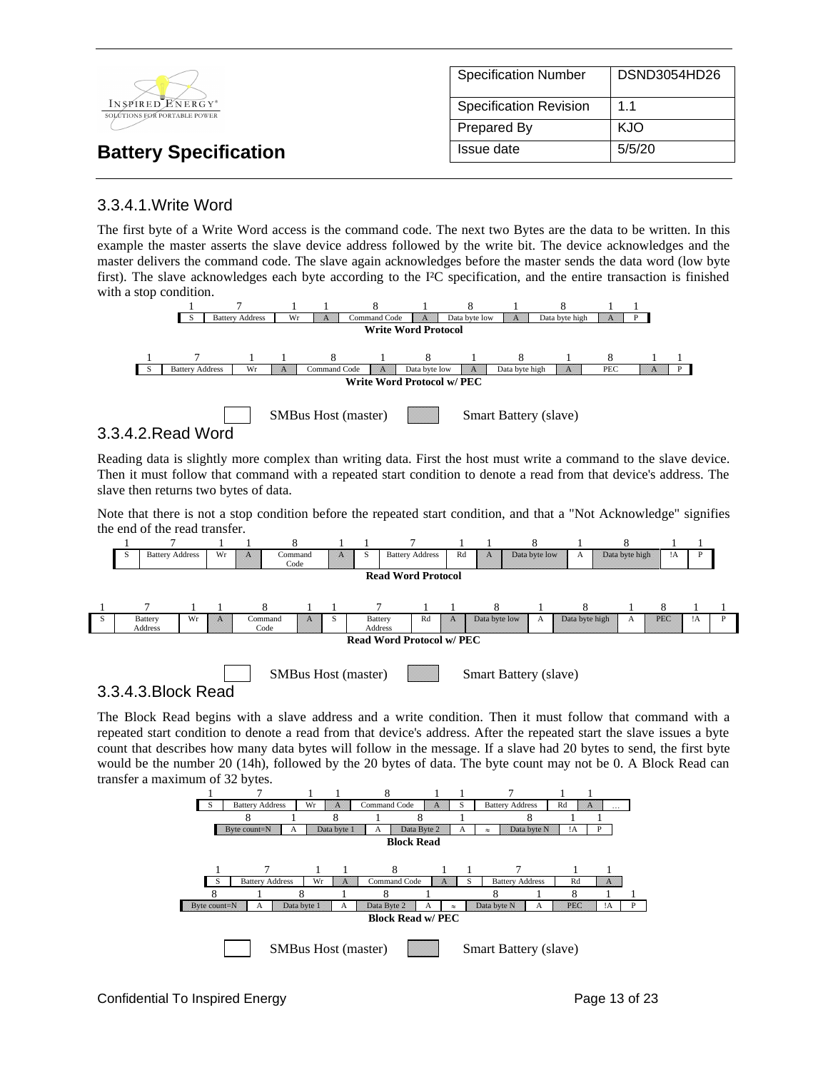### 3.3.4.1. Write Word

The first byte of a Write Word access is the command code. The next two Bytes are the data to be written. In this example the master asserts the slave device address followed by the write bit. The device acknowledges and the master delivers the command code. The slave again acknowledges before the master sends the data word (low byte first). The slave acknowledges each byte according to the I²C specification, and the entire transaction is finished with a stop condition.

| 1 | 7 | 1 | 1 | 8 | 1 | 8 | 1 | 8 | 1 | 1 |
|---|---|---|---|---|---|---|---|---|---|---|
| S | Battery Address | Wr | A | Command Code | A | Data byte low | A | Data byte high | A | P |

**Write Word Protocol**

| 1 | 7 | 1 | 1 | 8 | 1 | 8 | 1 | 8 | 1 | 8 | 1 | 1 |
|---|---|---|---|---|---|---|---|---|---|---|---|---|
| S | Battery Address | Wr | A | Command Code | A | Data byte low | A | Data byte high | A | PEC | A | P |

**Write Word Protocol w/ PEC**

SMBus Host (master) Smart Battery (slave)

### 3.3.4.2. Read Word

Reading data is slightly more complex than writing data. First the host must write a command to the slave device. Then it must follow that command with a repeated start condition to denote a read from that device's address. The slave then returns two bytes of data.

Note that there is not a stop condition before the repeated start condition, and that a "Not Acknowledge" signifies the end of the read transfer.

| 1 | 7 | 1 | 1 | 8 | 1 | 1 | 7 | 1 | 1 | 8 | 1 | 8 | 1 | 1 |
|---|---|---|---|---|---|---|---|---|---|---|---|---|---|---|
| S | Battery Address | Wr | A | Command Code | A | S | Battery Address | Rd | A | Data byte low | A | Data byte high | !A | P |

**Read Word Protocol**

| 1 | 7 | 1 | 1 | 8 | 1 | 1 | 7 | 1 | 1 | 8 | 1 | 8 | 1 | 8 | 1 | 1 |
|---|---|---|---|---|---|---|---|---|---|---|---|---|---|---|---|---|
| S | Battery Address | Wr | A | Command Code | A | S | Battery Address | Rd | A | Data byte low | A | Data byte high | A | PEC | !A | P |

**Read Word Protocol w/ PEC**

SMBus Host (master) Smart Battery (slave)

### 3.3.4.3. Block Read

The Block Read begins with a slave address and a write condition. Then it must follow that command with a repeated start condition to denote a read from that device's address. After the repeated start the slave issues a byte count that describes how many data bytes will follow in the message. If a slave had 20 bytes to send, the first byte would be the number 20 (14h), followed by the 20 bytes of data. The byte count may not be 0. A Block Read can transfer a maximum of 32 bytes.

| 1 | 7 | 1 | 1 | 8 | 1 | 1 | 7 | 1 | 1 | |
|---|---|---|---|---|---|---|---|---|---|---|
| S | Battery Address | Wr | A | Command Code | A | S | Battery Address | Rd | A | … |

| 8 | 1 | 8 | 1 | 8 | 1 | | 8 | 1 | 1 |
|---|---|---|---|---|---|---|---|---|---|
| Byte count=N | A | Data byte 1 | A | Data Byte 2 | A | ≈ | Data byte N | !A | P |

**Block Read**

| 1 | 7 | 1 | 1 | 8 | 1 | 1 | 7 | 1 | 1 |
|---|---|---|---|---|---|---|---|---|---|
| S | Battery Address | Wr | A | Command Code | A | S | Battery Address | Rd | A |

| 8 | 1 | 8 | 1 | 8 | 1 | | 8 | 1 | 8 | 1 | 1 |
|---|---|---|---|---|---|---|---|---|---|---|---|
| Byte count=N | A | Data byte 1 | A | Data Byte 2 | A | ≈ | Data byte N | A | PEC | !A | P |

**Block Read w/ PEC**

SMBus Host (master) Smart Battery (slave)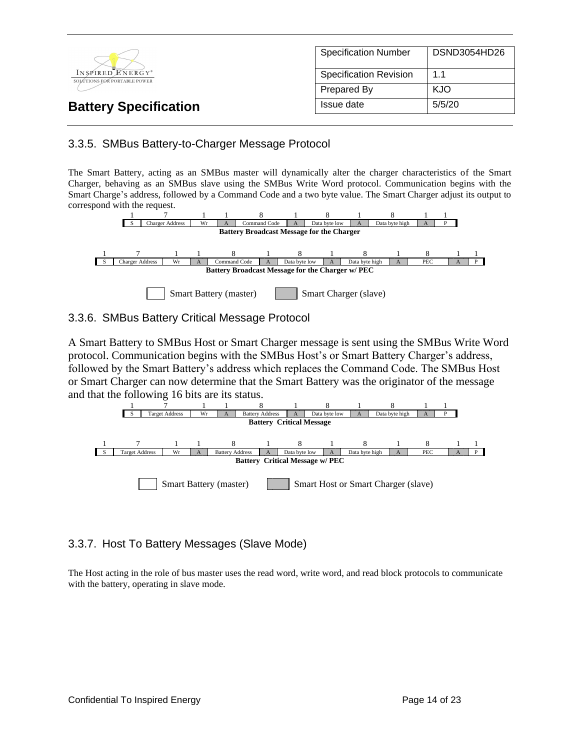### 3.3.5. SMBus Battery-to-Charger Message Protocol

The Smart Battery, acting as an SMBus master will dynamically alter the charger characteristics of the Smart Charger, behaving as an SMBus slave using the SMBus Write Word protocol. Communication begins with the Smart Charge's address, followed by a Command Code and a two byte value. The Smart Charger adjust its output to correspond with the request.

| 1 | 7 | 1 | 1 | 8 | 1 | 8 | 1 | 8 | 1 | 1 |
|---|---|---|---|---|---|---|---|---|---|---|
| S | Charger Address | Wr | A | Command Code | A | Data byte low | A | Data byte high | A | P |

**Battery Broadcast Message for the Charger**

| 1 | 7 | 1 | 1 | 8 | 1 | 8 | 1 | 8 | 1 | 8 | 1 | 1 |
|---|---|---|---|---|---|---|---|---|---|---|---|---|
| S | Charger Address | Wr | A | Command Code | A | Data byte low | A | Data byte high | A | PEC | A | P |

**Battery Broadcast Message for the Charger w/ PEC**

Smart Battery (master) &nbsp;&nbsp; Smart Charger (slave)

### 3.3.6. SMBus Battery Critical Message Protocol

A Smart Battery to SMBus Host or Smart Charger message is sent using the SMBus Write Word protocol. Communication begins with the SMBus Host's or Smart Battery Charger's address, followed by the Smart Battery's address which replaces the Command Code. The SMBus Host or Smart Charger can now determine that the Smart Battery was the originator of the message and that the following 16 bits are its status.

| 1 | 7 | 1 | 1 | 8 | 1 | 8 | 1 | 8 | 1 | 1 |
|---|---|---|---|---|---|---|---|---|---|---|
| S | Target Address | Wr | A | Battery Address | A | Data byte low | A | Data byte high | A | P |

**Battery Critical Message**

| 1 | 7 | 1 | 1 | 8 | 1 | 8 | 1 | 8 | 1 | 8 | 1 | 1 |
|---|---|---|---|---|---|---|---|---|---|---|---|---|
| S | Target Address | Wr | A | Battery Address | A | Data byte low | A | Data byte high | A | PEC | A | P |

**Battery Critical Message w/ PEC**

Smart Battery (master) &nbsp;&nbsp; Smart Host or Smart Charger (slave)

### 3.3.7. Host To Battery Messages (Slave Mode)

The Host acting in the role of bus master uses the read word, write word, and read block protocols to communicate with the battery, operating in slave mode.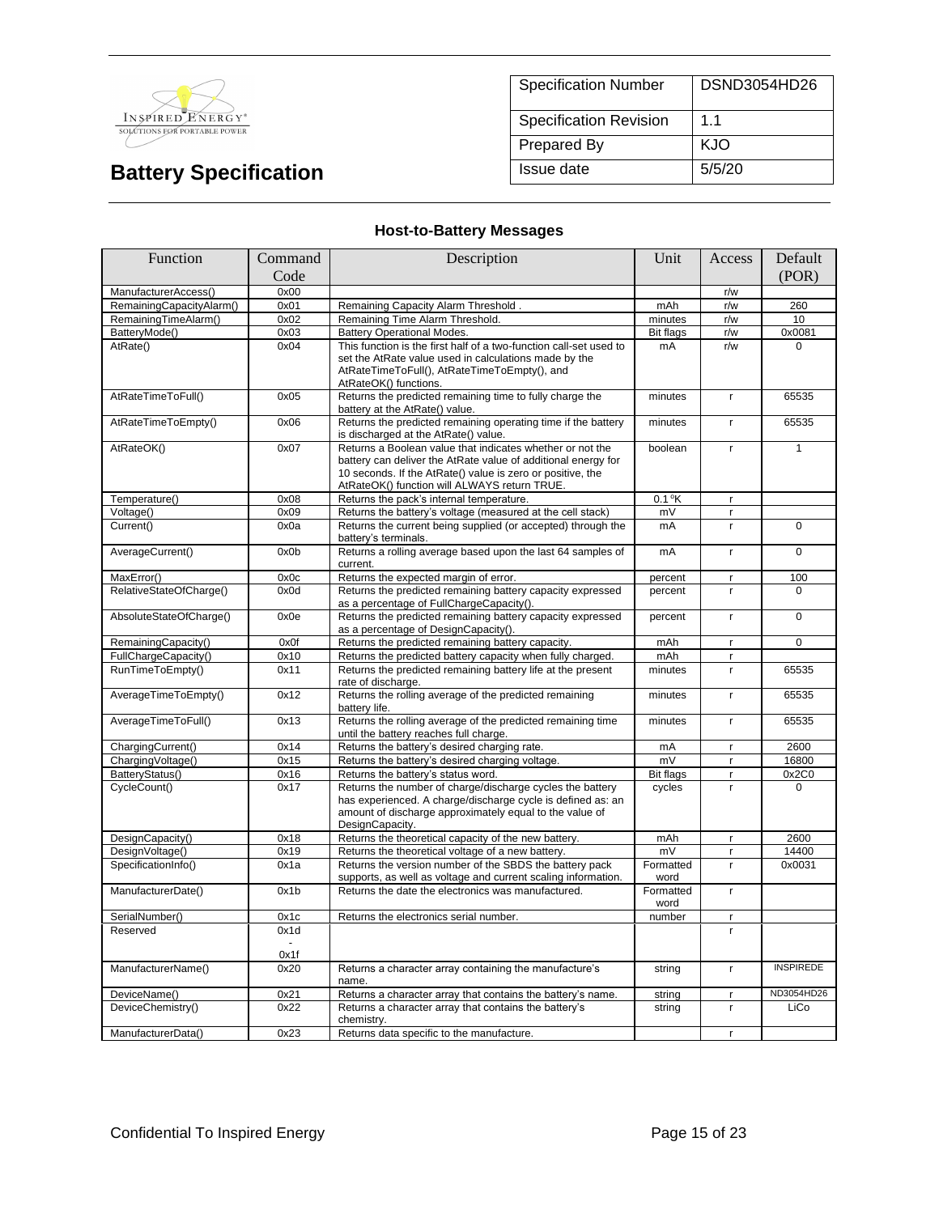| Specification Number | DSND3054HD26 |
|---|---|
| Specification Revision | 1.1 |
| Prepared By | KJO |
| Issue date | 5/5/20 |

# Battery Specification

### Host-to-Battery Messages

| Function | Command Code | Description | Unit | Access | Default (POR) |
|---|---|---|---|---|---|
| ManufacturerAccess() | 0x00 | | | r/w | |
| RemainingCapacityAlarm() | 0x01 | Remaining Capacity Alarm Threshold . | mAh | r/w | 260 |
| RemainingTimeAlarm() | 0x02 | Remaining Time Alarm Threshold. | minutes | r/w | 10 |
| BatteryMode() | 0x03 | Battery Operational Modes. | Bit flags | r/w | 0x0081 |
| AtRate() | 0x04 | This function is the first half of a two-function call-set used to set the AtRate value used in calculations made by the AtRateTimeToFull(), AtRateTimeToEmpty(), and AtRateOK() functions. | mA | r/w | 0 |
| AtRateTimeToFull() | 0x05 | Returns the predicted remaining time to fully charge the battery at the AtRate() value. | minutes | r | 65535 |
| AtRateTimeToEmpty() | 0x06 | Returns the predicted remaining operating time if the battery is discharged at the AtRate() value. | minutes | r | 65535 |
| AtRateOK() | 0x07 | Returns a Boolean value that indicates whether or not the battery can deliver the AtRate value of additional energy for 10 seconds. If the AtRate() value is zero or positive, the AtRateOK() function will ALWAYS return TRUE. | boolean | r | 1 |
| Temperature() | 0x08 | Returns the pack's internal temperature. | 0.1 °K | r | |
| Voltage() | 0x09 | Returns the battery's voltage (measured at the cell stack) | mV | r | |
| Current() | 0x0a | Returns the current being supplied (or accepted) through the battery's terminals. | mA | r | 0 |
| AverageCurrent() | 0x0b | Returns a rolling average based upon the last 64 samples of current. | mA | r | 0 |
| MaxError() | 0x0c | Returns the expected margin of error. | percent | r | 100 |
| RelativeStateOfCharge() | 0x0d | Returns the predicted remaining battery capacity expressed as a percentage of FullChargeCapacity(). | percent | r | 0 |
| AbsoluteStateOfCharge() | 0x0e | Returns the predicted remaining battery capacity expressed as a percentage of DesignCapacity(). | percent | r | 0 |
| RemainingCapacity() | 0x0f | Returns the predicted remaining battery capacity. | mAh | r | 0 |
| FullChargeCapacity() | 0x10 | Returns the predicted battery capacity when fully charged. | mAh | r | |
| RunTimeToEmpty() | 0x11 | Returns the predicted remaining battery life at the present rate of discharge. | minutes | r | 65535 |
| AverageTimeToEmpty() | 0x12 | Returns the rolling average of the predicted remaining battery life. | minutes | r | 65535 |
| AverageTimeToFull() | 0x13 | Returns the rolling average of the predicted remaining time until the battery reaches full charge. | minutes | r | 65535 |
| ChargingCurrent() | 0x14 | Returns the battery's desired charging rate. | mA | r | 2600 |
| ChargingVoltage() | 0x15 | Returns the battery's desired charging voltage. | mV | r | 16800 |
| BatteryStatus() | 0x16 | Returns the battery's status word. | Bit flags | r | 0x2C0 |
| CycleCount() | 0x17 | Returns the number of charge/discharge cycles the battery has experienced. A charge/discharge cycle is defined as: an amount of discharge approximately equal to the value of DesignCapacity. | cycles | r | 0 |
| DesignCapacity() | 0x18 | Returns the theoretical capacity of the new battery. | mAh | r | 2600 |
| DesignVoltage() | 0x19 | Returns the theoretical voltage of a new battery. | mV | r | 14400 |
| SpecificationInfo() | 0x1a | Returns the version number of the SBDS the battery pack supports, as well as voltage and current scaling information. | Formatted word | r | 0x0031 |
| ManufacturerDate() | 0x1b | Returns the date the electronics was manufactured. | Formatted word | r | |
| SerialNumber() | 0x1c | Returns the electronics serial number. | number | r | |
| Reserved | 0x1d - 0x1f | | | r | |
| ManufacturerName() | 0x20 | Returns a character array containing the manufacture's name. | string | r | INSPIREDE |
| DeviceName() | 0x21 | Returns a character array that contains the battery's name. | string | r | ND3054HD26 |
| DeviceChemistry() | 0x22 | Returns a character array that contains the battery's chemistry. | string | r | LiCo |
| ManufacturerData() | 0x23 | Returns data specific to the manufacture. | | r | |

Confidential To Inspired Energy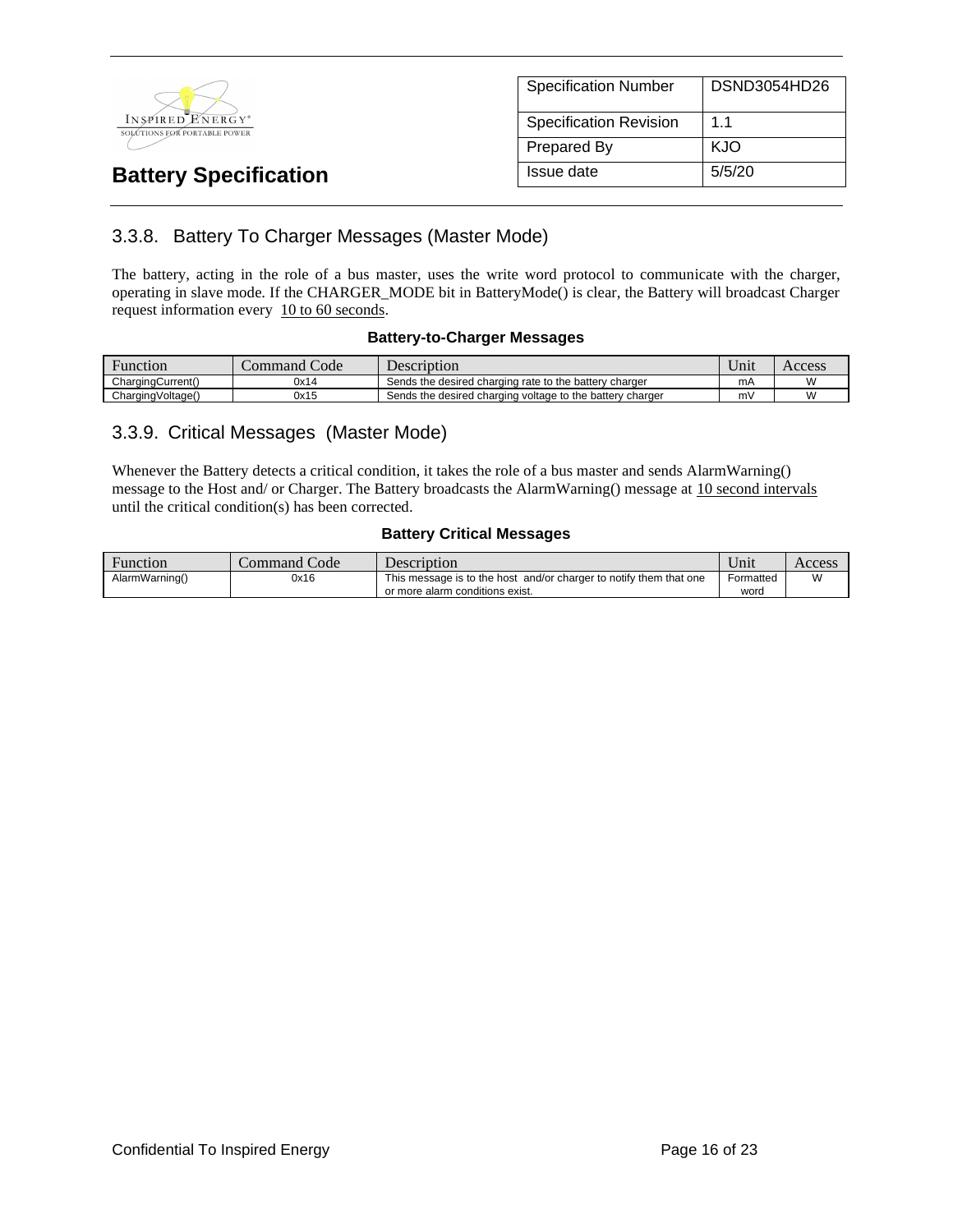### 3.3.8. Battery To Charger Messages (Master Mode)

The battery, acting in the role of a bus master, uses the write word protocol to communicate with the charger, operating in slave mode. If the CHARGER_MODE bit in BatteryMode() is clear, the Battery will broadcast Charger request information every 10 to 60 seconds.

**Battery-to-Charger Messages**

| Function | Command Code | Description | Unit | Access |
|---|---|---|---|---|
| ChargingCurrent() | 0x14 | Sends the desired charging rate to the battery charger | mA | W |
| ChargingVoltage() | 0x15 | Sends the desired charging voltage to the battery charger | mV | W |

### 3.3.9. Critical Messages (Master Mode)

Whenever the Battery detects a critical condition, it takes the role of a bus master and sends AlarmWarning() message to the Host and/ or Charger. The Battery broadcasts the AlarmWarning() message at 10 second intervals until the critical condition(s) has been corrected.

**Battery Critical Messages**

| Function | Command Code | Description | Unit | Access |
|---|---|---|---|---|
| AlarmWarning() | 0x16 | This message is to the host and/or charger to notify them that one or more alarm conditions exist. | Formatted word | W |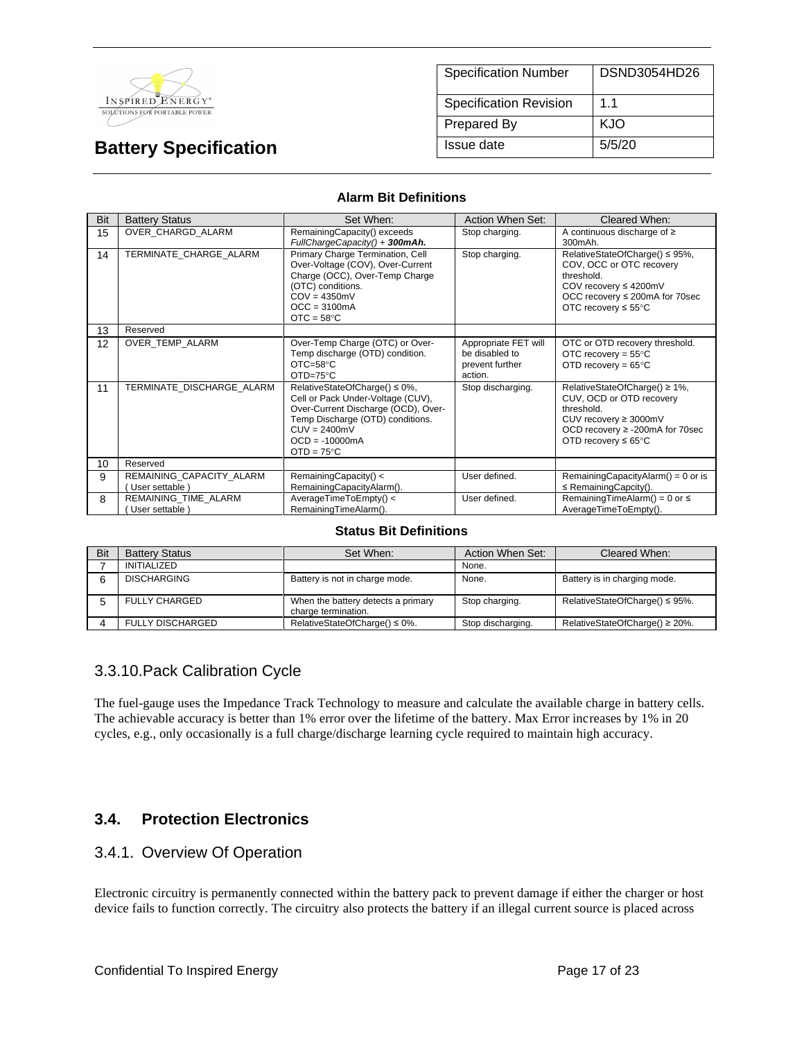**Alarm Bit Definitions**

| Bit | Battery Status | Set When: | Action When Set: | Cleared When: |
|---|---|---|---|---|
| 15 | OVER_CHARGD_ALARM | RemainingCapacity() exceeds *FullChargeCapacity() + **300mAh.*** | Stop charging. | A continuous discharge of ≥ 300mAh. |
| 14 | TERMINATE_CHARGE_ALARM | Primary Charge Termination, Cell Over-Voltage (COV), Over-Current Charge (OCC), Over-Temp Charge (OTC) conditions.<br>COV = 4350mV<br>OCC = 3100mA<br>OTC = 58°C | Stop charging. | RelativeStateOfCharge() ≤ 95%, COV, OCC or OTC recovery threshold.<br>COV recovery ≤ 4200mV<br>OCC recovery ≤ 200mA for 70sec<br>OTC recovery ≤ 55°C |
| 13 | Reserved | | | |
| 12 | OVER_TEMP_ALARM | Over-Temp Charge (OTC) or Over-Temp discharge (OTD) condition.<br>OTC=58°C<br>OTD=75°C | Appropriate FET will be disabled to prevent further action. | OTC or OTD recovery threshold.<br>OTC recovery = 55°C<br>OTD recovery = 65°C |
| 11 | TERMINATE_DISCHARGE_ALARM | RelativeStateOfCharge() ≤ 0%, Cell or Pack Under-Voltage (CUV), Over-Current Discharge (OCD), Over-Temp Discharge (OTD) conditions.<br>CUV = 2400mV<br>OCD = -10000mA<br>OTD = 75°C | Stop discharging. | RelativeStateOfCharge() ≥ 1%, CUV, OCD or OTD recovery threshold.<br>CUV recovery ≥ 3000mV<br>OCD recovery ≥ -200mA for 70sec<br>OTD recovery ≤ 65°C |
| 10 | Reserved | | | |
| 9 | REMAINING_CAPACITY_ALARM ( User settable ) | RemainingCapacity() < RemainingCapacityAlarm(). | User defined. | RemainingCapacityAlarm() = 0 or is ≤ RemainingCapcity(). |
| 8 | REMAINING_TIME_ALARM ( User settable ) | AverageTimeToEmpty() < RemainingTimeAlarm(). | User defined. | RemainingTimeAlarm() = 0 or ≤ AverageTimeToEmpty(). |

**Status Bit Definitions**

| Bit | Battery Status | Set When: | Action When Set: | Cleared When: |
|---|---|---|---|---|
| 7 | INITIALIZED | | None. | |
| 6 | DISCHARGING | Battery is not in charge mode. | None. | Battery is in charging mode. |
| 5 | FULLY CHARGED | When the battery detects a primary charge termination. | Stop charging. | RelativeStateOfCharge() ≤ 95%. |
| 4 | FULLY DISCHARGED | RelativeStateOfCharge() ≤ 0%. | Stop discharging. | RelativeStateOfCharge() ≥ 20%. |

### 3.3.10. Pack Calibration Cycle

The fuel-gauge uses the Impedance Track Technology to measure and calculate the available charge in battery cells. The achievable accuracy is better than 1% error over the lifetime of the battery. Max Error increases by 1% in 20 cycles, e.g., only occasionally is a full charge/discharge learning cycle required to maintain high accuracy.

## 3.4. Protection Electronics

### 3.4.1. Overview Of Operation

Electronic circuitry is permanently connected within the battery pack to prevent damage if either the charger or host device fails to function correctly. The circuitry also protects the battery if an illegal current source is placed across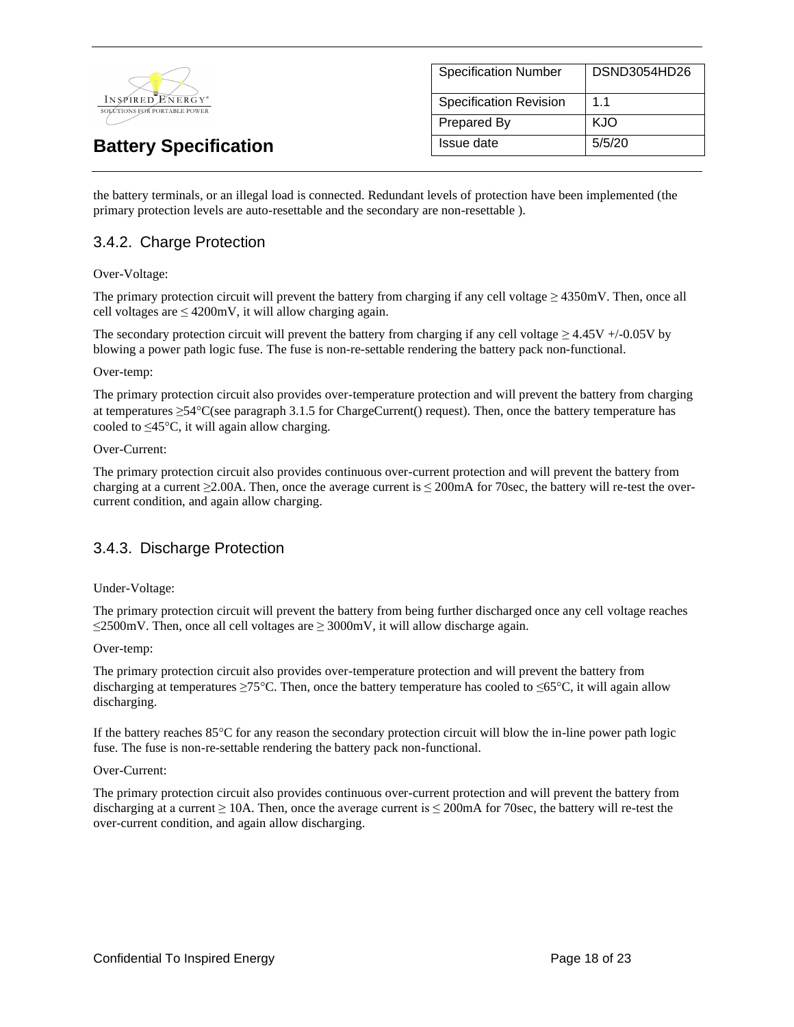the battery terminals, or an illegal load is connected. Redundant levels of protection have been implemented (the primary protection levels are auto-resettable and the secondary are non-resettable ).

### 3.4.2. Charge Protection

Over-Voltage:

The primary protection circuit will prevent the battery from charging if any cell voltage ≥ 4350mV. Then, once all cell voltages are ≤ 4200mV, it will allow charging again.

The secondary protection circuit will prevent the battery from charging if any cell voltage ≥ 4.45V +/-0.05V by blowing a power path logic fuse. The fuse is non-re-settable rendering the battery pack non-functional.

Over-temp:

The primary protection circuit also provides over-temperature protection and will prevent the battery from charging at temperatures ≥54°C(see paragraph 3.1.5 for ChargeCurrent() request). Then, once the battery temperature has cooled to ≤45°C, it will again allow charging.

Over-Current:

The primary protection circuit also provides continuous over-current protection and will prevent the battery from charging at a current ≥2.00A. Then, once the average current is ≤ 200mA for 70sec, the battery will re-test the over-current condition, and again allow charging.

### 3.4.3. Discharge Protection

Under-Voltage:

The primary protection circuit will prevent the battery from being further discharged once any cell voltage reaches ≤2500mV. Then, once all cell voltages are ≥ 3000mV, it will allow discharge again.

Over-temp:

The primary protection circuit also provides over-temperature protection and will prevent the battery from discharging at temperatures ≥75°C. Then, once the battery temperature has cooled to ≤65°C, it will again allow discharging.

If the battery reaches 85°C for any reason the secondary protection circuit will blow the in-line power path logic fuse. The fuse is non-re-settable rendering the battery pack non-functional.

Over-Current:

The primary protection circuit also provides continuous over-current protection and will prevent the battery from discharging at a current ≥ 10A. Then, once the average current is ≤ 200mA for 70sec, the battery will re-test the over-current condition, and again allow discharging.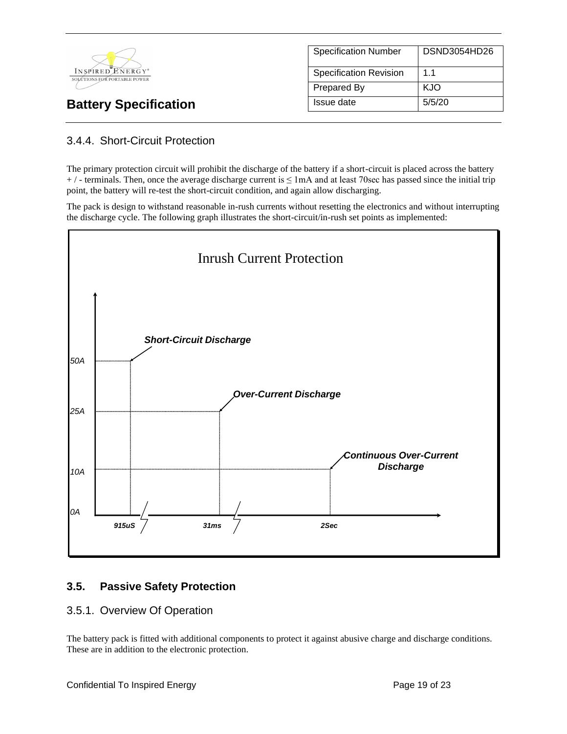### 3.4.4. Short-Circuit Protection

The primary protection circuit will prohibit the discharge of the battery if a short-circuit is placed across the battery + / - terminals. Then, once the average discharge current is ≤ 1mA and at least 70sec has passed since the initial trip point, the battery will re-test the short-circuit condition, and again allow discharging.

The pack is design to withstand reasonable in-rush currents without resetting the electronics and without interrupting the discharge cycle. The following graph illustrates the short-circuit/in-rush set points as implemented:

Inrush Current Protection

| Condition | Current | Time |
|---|---|---|
| Short-Circuit Discharge | 50A | 915uS |
| Over-Current Discharge | 25A | 31ms |
| Continuous Over-Current Discharge | 10A | 2Sec |

## 3.5. Passive Safety Protection

### 3.5.1. Overview Of Operation

The battery pack is fitted with additional components to protect it against abusive charge and discharge conditions. These are in addition to the electronic protection.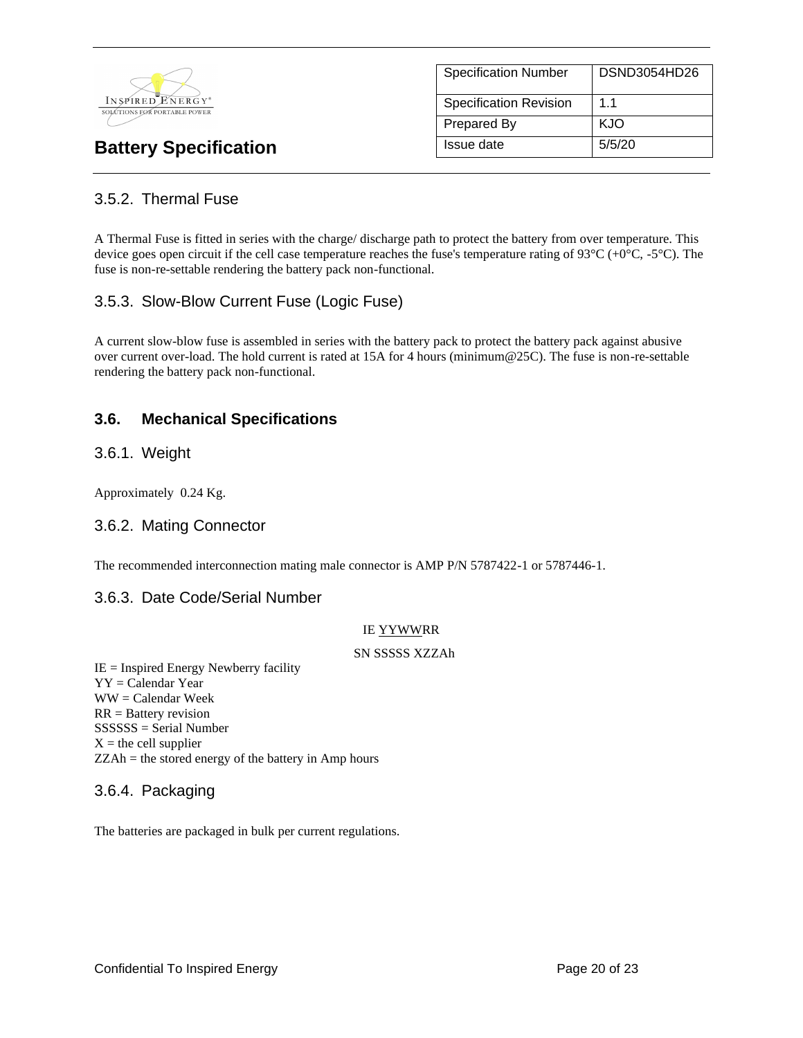### 3.5.2. Thermal Fuse

A Thermal Fuse is fitted in series with the charge/ discharge path to protect the battery from over temperature. This device goes open circuit if the cell case temperature reaches the fuse's temperature rating of 93°C (+0°C, -5°C). The fuse is non-re-settable rendering the battery pack non-functional.

### 3.5.3. Slow-Blow Current Fuse (Logic Fuse)

A current slow-blow fuse is assembled in series with the battery pack to protect the battery pack against abusive over current over-load. The hold current is rated at 15A for 4 hours (minimum@25C). The fuse is non-re-settable rendering the battery pack non-functional.

## 3.6. Mechanical Specifications

### 3.6.1. Weight

Approximately 0.24 Kg.

### 3.6.2. Mating Connector

The recommended interconnection mating male connector is AMP P/N 5787422-1 or 5787446-1.

### 3.6.3. Date Code/Serial Number

IE YYWWRR

SN SSSSS XZZAh

IE = Inspired Energy Newberry facility
YY = Calendar Year
WW = Calendar Week
RR = Battery revision
SSSSSS = Serial Number
X = the cell supplier
ZZAh = the stored energy of the battery in Amp hours

### 3.6.4. Packaging

The batteries are packaged in bulk per current regulations.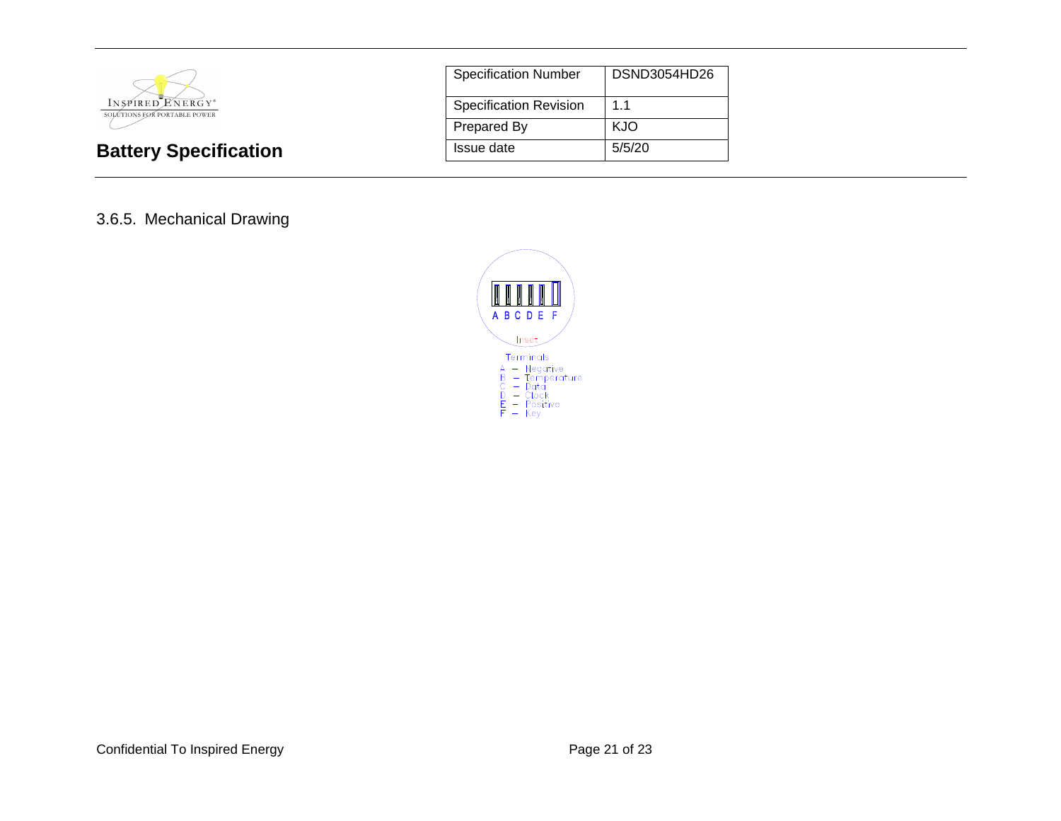3.6.5. Mechanical Drawing

A B C D E F

Inset

Terminals
A – Negative
B – Temperature
C – Data
D – Clock
E – Positive
F – Key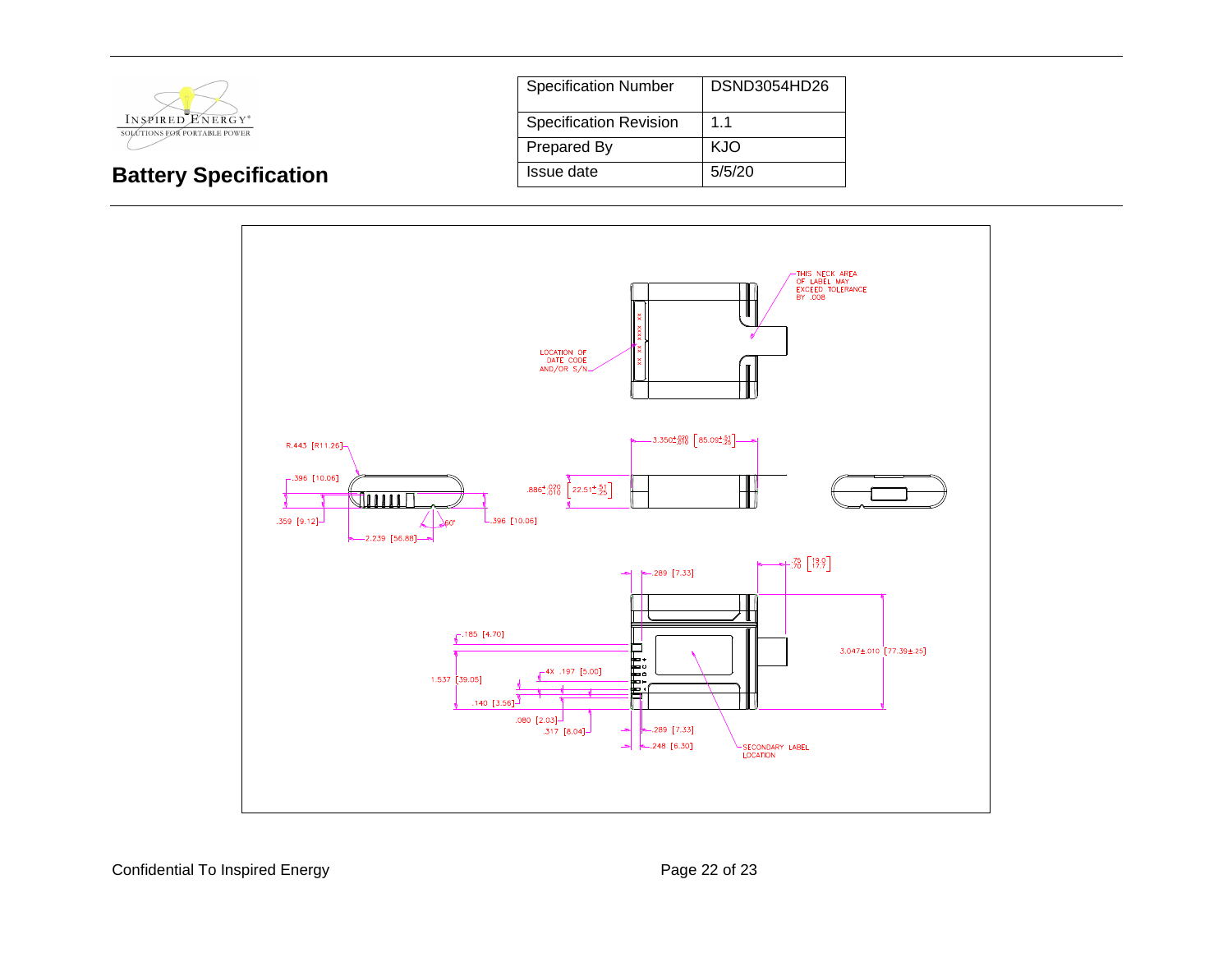# Battery Specification

| Specification Number | DSND3054HD26 |
|---|---|
| Specification Revision | 1.1 |
| Prepared By | KJO |
| Issue date | 5/5/20 |

THIS NECK AREA OF LABEL MAY EXCEED TOLERANCE BY .008

LOCATION OF DATE CODE AND/OR S/N

R.443 [R11.26]

.396 [10.06]

.359 [9.12]

60°

.396 [10.06]

2.239 [56.88]

$3.350^{+.020}_{-.010}$ $[85.09^{+.51}_{-.25}]$

$.886^{+.020}_{-.010}$ $[22.51^{+.51}_{-.25}]$

.289 [7.33]

$^{.75}_{.70}$ $[^{19.0}_{17.7}]$

.185 [4.70]

4X .197 [5.00]

1.537 [39.05]

.140 [3.56]

3.047±.010 [77.39±.25]

.080 [2.03]

.317 [8.04]

.289 [7.33]

.248 [6.30]

SECONDARY LABEL LOCATION

Confidential To Inspired Energy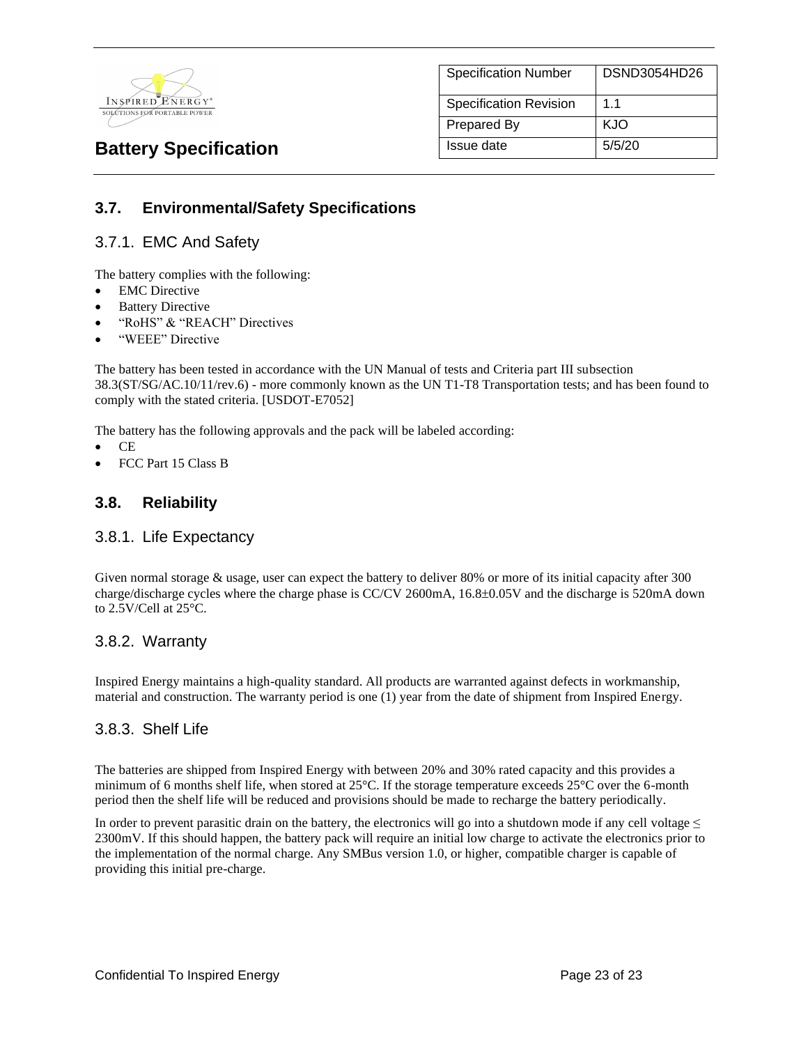## 3.7. Environmental/Safety Specifications

### 3.7.1. EMC And Safety

The battery complies with the following:

- EMC Directive
- Battery Directive
- “RoHS” & “REACH” Directives
- “WEEE” Directive

The battery has been tested in accordance with the UN Manual of tests and Criteria part III subsection 38.3(ST/SG/AC.10/11/rev.6) - more commonly known as the UN T1-T8 Transportation tests; and has been found to comply with the stated criteria. [USDOT-E7052]

The battery has the following approvals and the pack will be labeled according:

- CE
- FCC Part 15 Class B

## 3.8. Reliability

### 3.8.1. Life Expectancy

Given normal storage & usage, user can expect the battery to deliver 80% or more of its initial capacity after 300 charge/discharge cycles where the charge phase is CC/CV 2600mA, 16.8±0.05V and the discharge is 520mA down to 2.5V/Cell at 25°C.

### 3.8.2. Warranty

Inspired Energy maintains a high-quality standard. All products are warranted against defects in workmanship, material and construction. The warranty period is one (1) year from the date of shipment from Inspired Energy.

### 3.8.3. Shelf Life

The batteries are shipped from Inspired Energy with between 20% and 30% rated capacity and this provides a minimum of 6 months shelf life, when stored at 25°C. If the storage temperature exceeds 25°C over the 6-month period then the shelf life will be reduced and provisions should be made to recharge the battery periodically.

In order to prevent parasitic drain on the battery, the electronics will go into a shutdown mode if any cell voltage ≤ 2300mV. If this should happen, the battery pack will require an initial low charge to activate the electronics prior to the implementation of the normal charge. Any SMBus version 1.0, or higher, compatible charger is capable of providing this initial pre-charge.